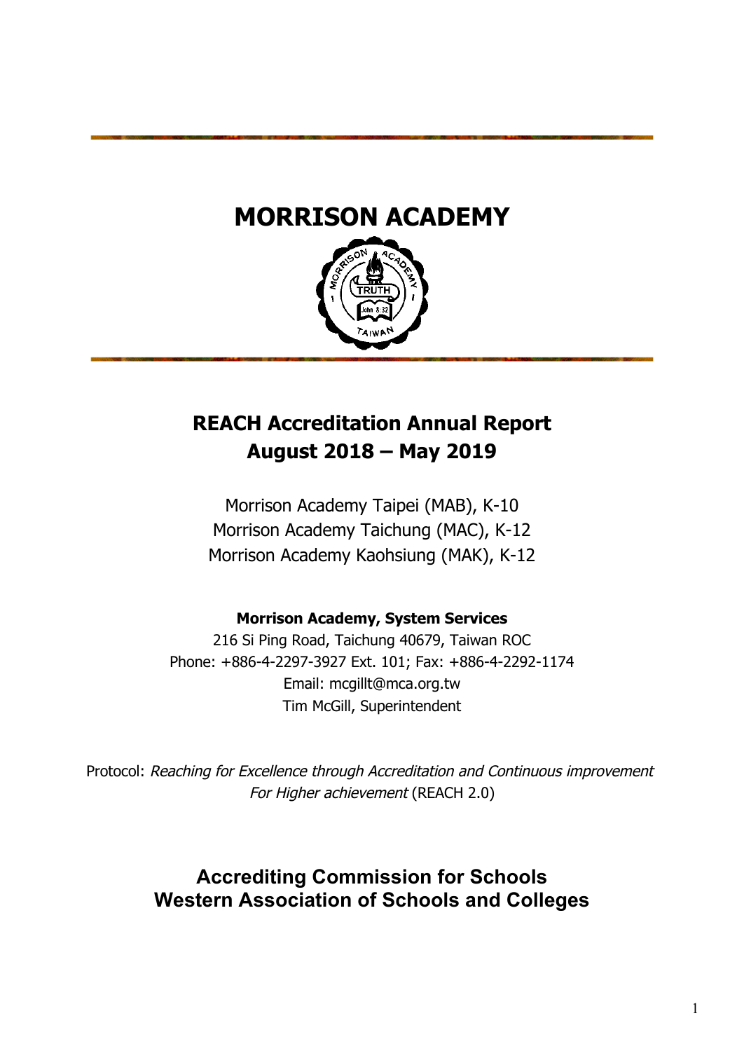# MORRISON ACADEMY

## REACH Accreditation Annual Report
## August 2018 – May 2019

Morrison Academy Taipei (MAB), K-10
Morrison Academy Taichung (MAC), K-12
Morrison Academy Kaohsiung (MAK), K-12

**Morrison Academy, System Services**
216 Si Ping Road, Taichung 40679, Taiwan ROC
Phone: +886-4-2297-3927 Ext. 101; Fax: +886-4-2292-1174
Email: mcgillt@mca.org.tw
Tim McGill, Superintendent

Protocol: *Reaching for Excellence through Accreditation and Continuous improvement For Higher achievement* (REACH 2.0)

## Accrediting Commission for Schools
## Western Association of Schools and Colleges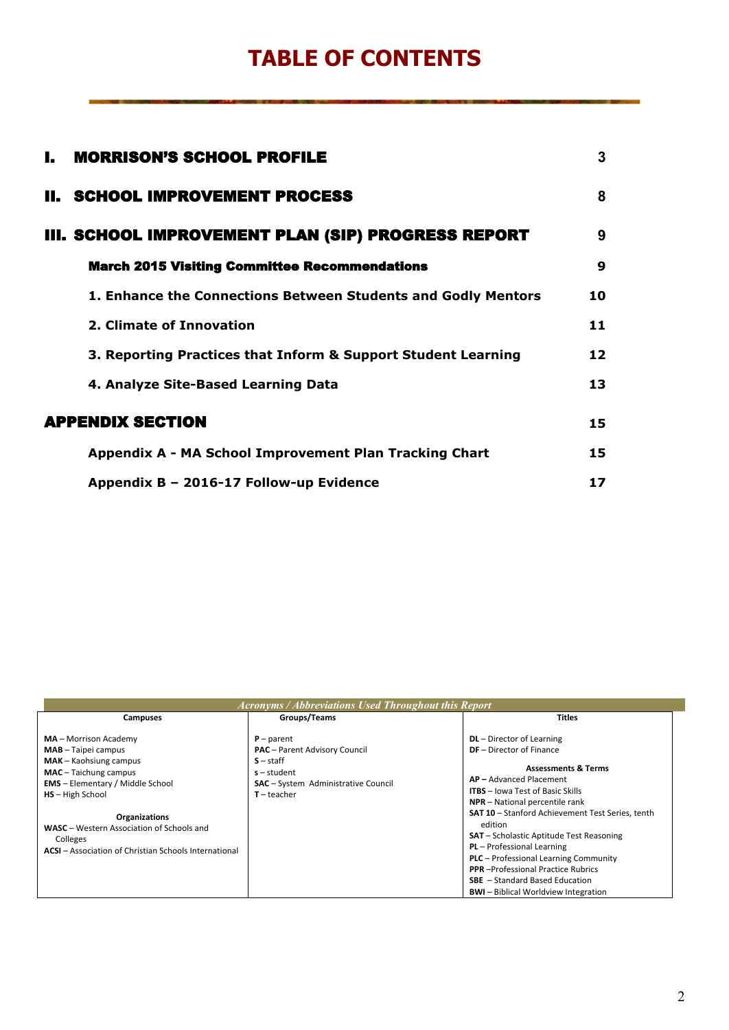# TABLE OF CONTENTS

| | | |
|---|---|---|
| **I.** | **MORRISON'S SCHOOL PROFILE** | **3** |
| **II.** | **SCHOOL IMPROVEMENT PROCESS** | **8** |
| **III.** | **SCHOOL IMPROVEMENT PLAN (SIP) PROGRESS REPORT** | **9** |
| | **March 2015 Visiting Committee Recommendations** | **9** |
| | **1. Enhance the Connections Between Students and Godly Mentors** | **10** |
| | **2. Climate of Innovation** | **11** |
| | **3. Reporting Practices that Inform & Support Student Learning** | **12** |
| | **4. Analyze Site-Based Learning Data** | **13** |
| **APPENDIX SECTION** | | **15** |
| | **Appendix A - MA School Improvement Plan Tracking Chart** | **15** |
| | **Appendix B – 2016-17 Follow-up Evidence** | **17** |

*Acronyms / Abbreviations Used Throughout this Report*

| Campuses | Groups/Teams | Titles |
|---|---|---|
| **MA** – Morrison Academy<br>**MAB** – Taipei campus<br>**MAK** – Kaohsiung campus<br>**MAC** – Taichung campus<br>**EMS** – Elementary / Middle School<br>**HS** – High School<br><br>**Organizations**<br>**WASC** – Western Association of Schools and Colleges<br>**ACSI** – Association of Christian Schools International | **P** – parent<br>**PAC** – Parent Advisory Council<br>**S** – staff<br>**s** – student<br>**SAC** – System Administrative Council<br>**T** – teacher | **DL** – Director of Learning<br>**DF** – Director of Finance<br><br>**Assessments & Terms**<br>**AP –** Advanced Placement<br>**ITBS** – Iowa Test of Basic Skills<br>**NPR** – National percentile rank<br>**SAT 10** – Stanford Achievement Test Series, tenth edition<br>**SAT** – Scholastic Aptitude Test Reasoning<br>**PL** – Professional Learning<br>**PLC** – Professional Learning Community<br>**PPR** –Professional Practice Rubrics<br>**SBE** – Standard Based Education<br>**BWI** – Biblical Worldview Integration |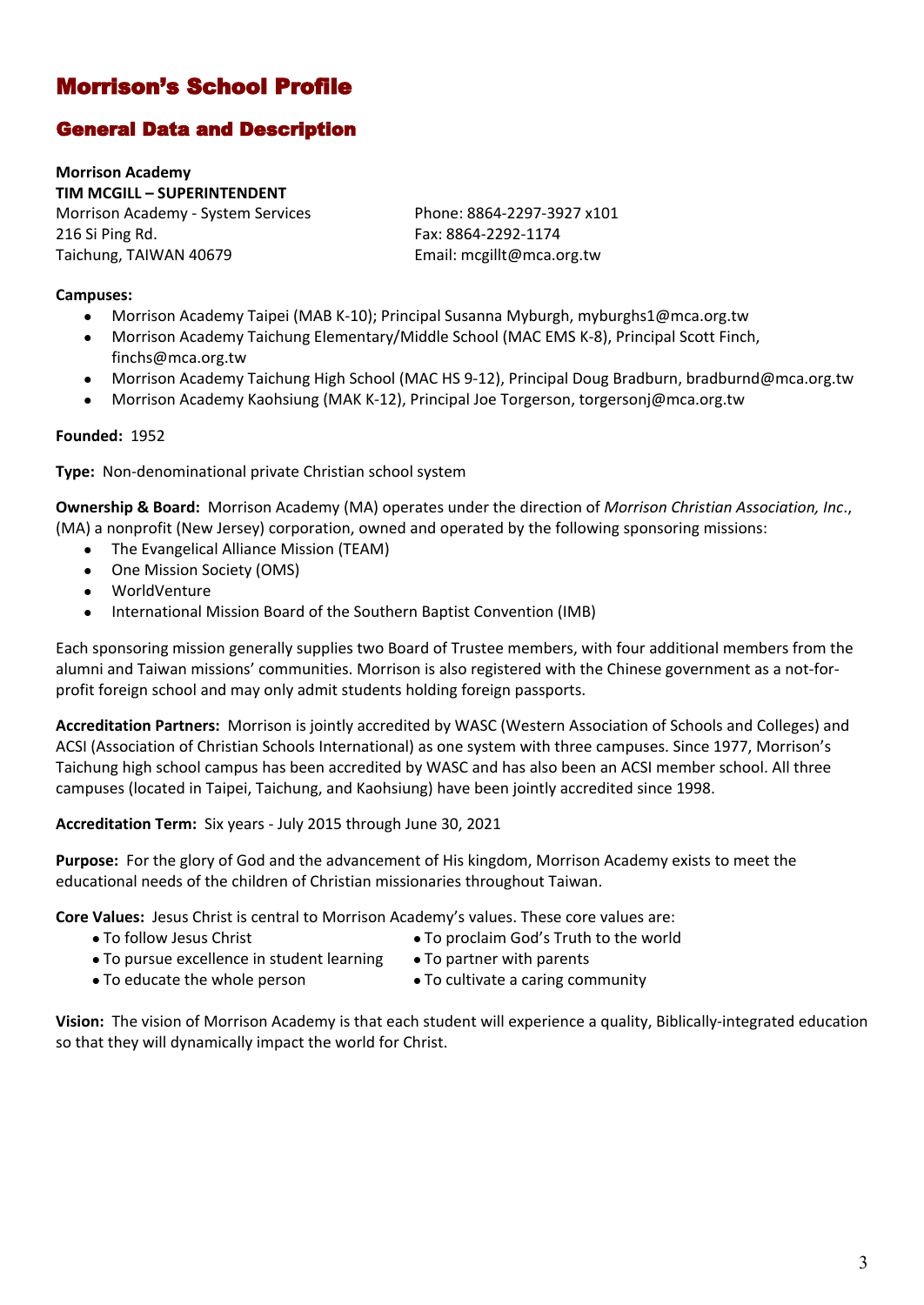# Morrison's School Profile

## General Data and Description

**Morrison Academy**
**TIM MCGILL – SUPERINTENDENT**
Morrison Academy - System Services
216 Si Ping Rd.
Taichung, TAIWAN 40679

Phone: 8864-2297-3927 x101
Fax: 8864-2292-1174
Email: mcgillt@mca.org.tw

**Campuses:**

- Morrison Academy Taipei (MAB K-10); Principal Susanna Myburgh, myburghs1@mca.org.tw
- Morrison Academy Taichung Elementary/Middle School (MAC EMS K-8), Principal Scott Finch, finchs@mca.org.tw
- Morrison Academy Taichung High School (MAC HS 9-12), Principal Doug Bradburn, bradburnd@mca.org.tw
- Morrison Academy Kaohsiung (MAK K-12), Principal Joe Torgerson, torgersonj@mca.org.tw

**Founded:** 1952

**Type:** Non-denominational private Christian school system

**Ownership & Board:** Morrison Academy (MA) operates under the direction of *Morrison Christian Association, Inc*., (MA) a nonprofit (New Jersey) corporation, owned and operated by the following sponsoring missions:

- The Evangelical Alliance Mission (TEAM)
- One Mission Society (OMS)
- WorldVenture
- International Mission Board of the Southern Baptist Convention (IMB)

Each sponsoring mission generally supplies two Board of Trustee members, with four additional members from the alumni and Taiwan missions' communities. Morrison is also registered with the Chinese government as a not-for-profit foreign school and may only admit students holding foreign passports.

**Accreditation Partners:** Morrison is jointly accredited by WASC (Western Association of Schools and Colleges) and ACSI (Association of Christian Schools International) as one system with three campuses. Since 1977, Morrison's Taichung high school campus has been accredited by WASC and has also been an ACSI member school. All three campuses (located in Taipei, Taichung, and Kaohsiung) have been jointly accredited since 1998.

**Accreditation Term:** Six years - July 2015 through June 30, 2021

**Purpose:** For the glory of God and the advancement of His kingdom, Morrison Academy exists to meet the educational needs of the children of Christian missionaries throughout Taiwan.

**Core Values:** Jesus Christ is central to Morrison Academy's values. These core values are:

- To follow Jesus Christ
- To pursue excellence in student learning
- To educate the whole person
- To proclaim God's Truth to the world
- To partner with parents
- To cultivate a caring community

**Vision:** The vision of Morrison Academy is that each student will experience a quality, Biblically-integrated education so that they will dynamically impact the world for Christ.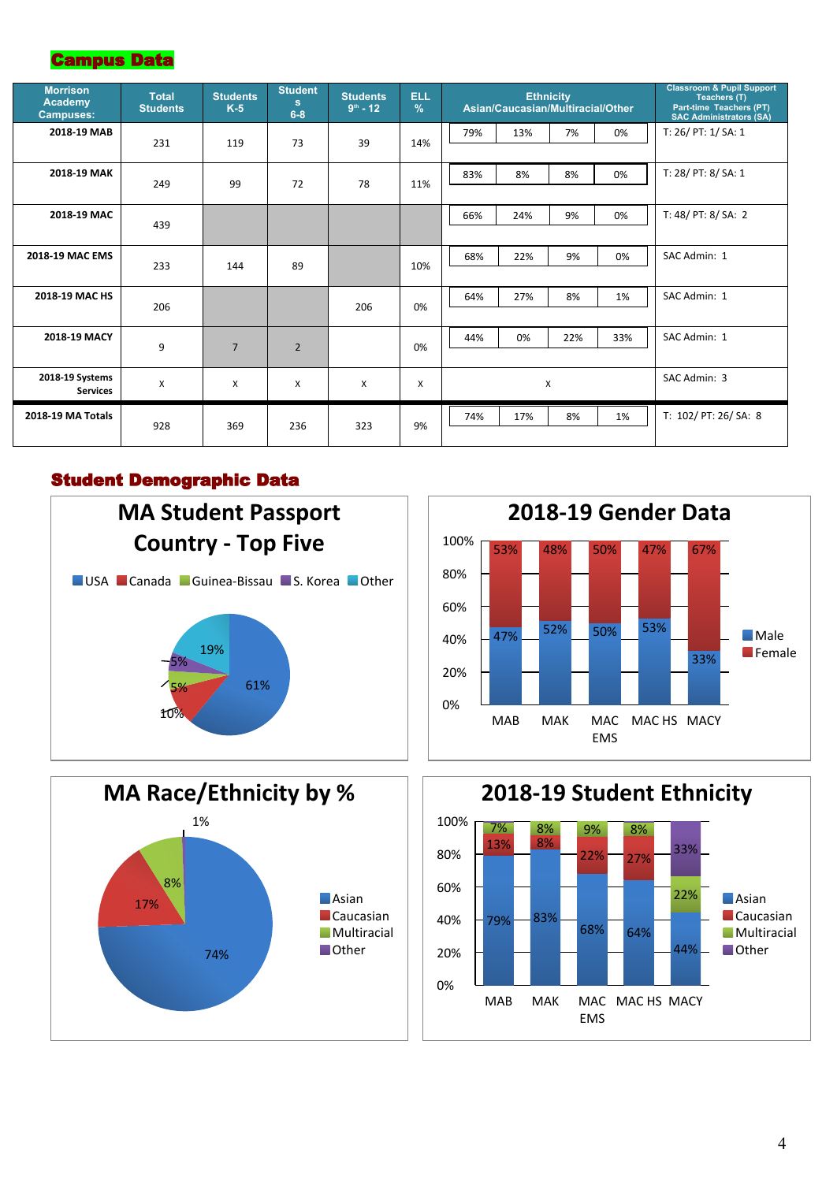## Campus Data

| Morrison Academy Campuses: | Total Students | Students K-5 | Students 6-8 | Students 9th - 12 | ELL % | Ethnicity Asian/Caucasian/Multiracial/Other | | | | Classroom & Pupil Support Teachers (T) Part-time Teachers (PT) SAC Administrators (SA) |
|---|---|---|---|---|---|---|---|---|---|---|
| 2018-19 MAB | 231 | 119 | 73 | 39 | 14% | 79% | 13% | 7% | 0% | T: 26/ PT: 1/ SA: 1 |
| 2018-19 MAK | 249 | 99 | 72 | 78 | 11% | 83% | 8% | 8% | 0% | T: 28/ PT: 8/ SA: 1 |
| 2018-19 MAC | 439 | | | | | 66% | 24% | 9% | 0% | T: 48/ PT: 8/ SA: 2 |
| 2018-19 MAC EMS | 233 | 144 | 89 | | 10% | 68% | 22% | 9% | 0% | SAC Admin: 1 |
| 2018-19 MAC HS | 206 | | | 206 | 0% | 64% | 27% | 8% | 1% | SAC Admin: 1 |
| 2018-19 MACY | 9 | 7 | 2 | | 0% | 44% | 0% | 22% | 33% | SAC Admin: 1 |
| 2018-19 Systems Services | x | x | x | x | x | x | | | | SAC Admin: 3 |
| 2018-19 MA Totals | 928 | 369 | 236 | 323 | 9% | 74% | 17% | 8% | 1% | T: 102/ PT: 26/ SA: 8 |

## Student Demographic Data

**MA Student Passport Country - Top Five**

| Country | % |
|---|---|
| USA | 61% |
| Canada | 10% |
| Guinea-Bissau | 5% |
| S. Korea | 5% |
| Other | 19% |

**2018-19 Gender Data**

| | MAB | MAK | MAC EMS | MAC HS | MACY |
|---|---|---|---|---|---|
| Male | 47% | 52% | 50% | 53% | 33% |
| Female | 53% | 48% | 50% | 47% | 67% |

**MA Race/Ethnicity by %**

| Ethnicity | % |
|---|---|
| Asian | 74% |
| Caucasian | 17% |
| Multiracial | 8% |
| Other | 1% |

**2018-19 Student Ethnicity**

| | MAB | MAK | MAC EMS | MAC HS | MACY |
|---|---|---|---|---|---|
| Asian | 79% | 83% | 68% | 64% | 44% |
| Caucasian | 13% | 8% | 22% | 27% | |
| Multiracial | 7% | 8% | 9% | 8% | 22% |
| Other | | | | | 33% |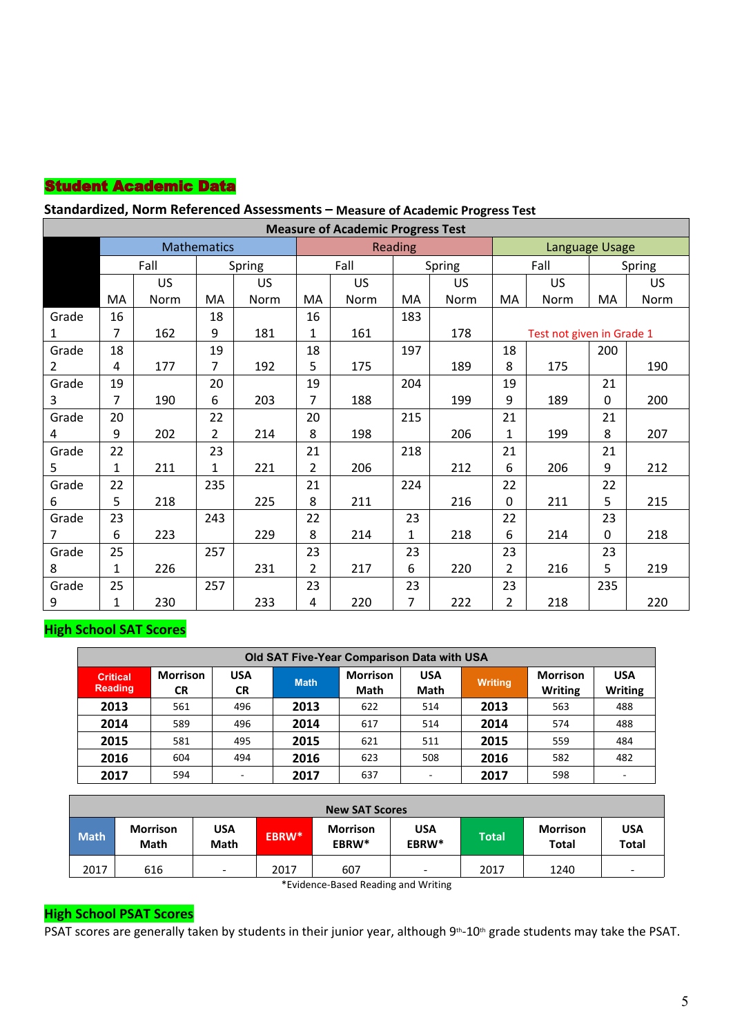## Student Academic Data

**Standardized, Norm Referenced Assessments – Measure of Academic Progress Test**

| Measure of Academic Progress Test | | | | | | | | | | | | |
|---|---|---|---|---|---|---|---|---|---|---|---|---|
| | Mathematics | | | | Reading | | | | Language Usage | | | |
| | Fall | | Spring | | Fall | | Spring | | Fall | | Spring | |
| | MA | US Norm | MA | US Norm | MA | US Norm | MA | US Norm | MA | US Norm | MA | US Norm |
| Grade 1 | 167 | 162 | 189 | 181 | 161 | 161 | 183 | 178 | Test not given in Grade 1 | | | |
| Grade 2 | 184 | 177 | 197 | 192 | 185 | 175 | 197 | 189 | 188 | 175 | 200 | 190 |
| Grade 3 | 197 | 190 | 206 | 203 | 197 | 188 | 204 | 199 | 199 | 189 | 210 | 200 |
| Grade 4 | 209 | 202 | 222 | 214 | 208 | 198 | 215 | 206 | 211 | 199 | 218 | 207 |
| Grade 5 | 221 | 211 | 231 | 221 | 212 | 206 | 218 | 212 | 216 | 206 | 219 | 212 |
| Grade 6 | 225 | 218 | 235 | 225 | 218 | 211 | 224 | 216 | 220 | 211 | 225 | 215 |
| Grade 7 | 236 | 223 | 243 | 229 | 228 | 214 | 231 | 218 | 226 | 214 | 230 | 218 |
| Grade 8 | 251 | 226 | 257 | 231 | 232 | 217 | 236 | 220 | 232 | 216 | 235 | 219 |
| Grade 9 | 251 | 230 | 257 | 233 | 234 | 220 | 237 | 222 | 232 | 218 | 235 | 220 |

## High School SAT Scores

| Old SAT Five-Year Comparison Data with USA | | | | | | | | |
|---|---|---|---|---|---|---|---|---|
| Critical Reading | Morrison CR | USA CR | Math | Morrison Math | USA Math | Writing | Morrison Writing | USA Writing |
| 2013 | 561 | 496 | 2013 | 622 | 514 | 2013 | 563 | 488 |
| 2014 | 589 | 496 | 2014 | 617 | 514 | 2014 | 574 | 488 |
| 2015 | 581 | 495 | 2015 | 621 | 511 | 2015 | 559 | 484 |
| 2016 | 604 | 494 | 2016 | 623 | 508 | 2016 | 582 | 482 |
| 2017 | 594 | - | 2017 | 637 | - | 2017 | 598 | - |

| New SAT Scores | | | | | | | | |
|---|---|---|---|---|---|---|---|---|
| Math | Morrison Math | USA Math | EBRW* | Morrison EBRW* | USA EBRW* | Total | Morrison Total | USA Total |
| 2017 | 616 | - | 2017 | 607 | - | 2017 | 1240 | - |

*Evidence-Based Reading and Writing

## High School PSAT Scores

PSAT scores are generally taken by students in their junior year, although 9th-10th grade students may take the PSAT.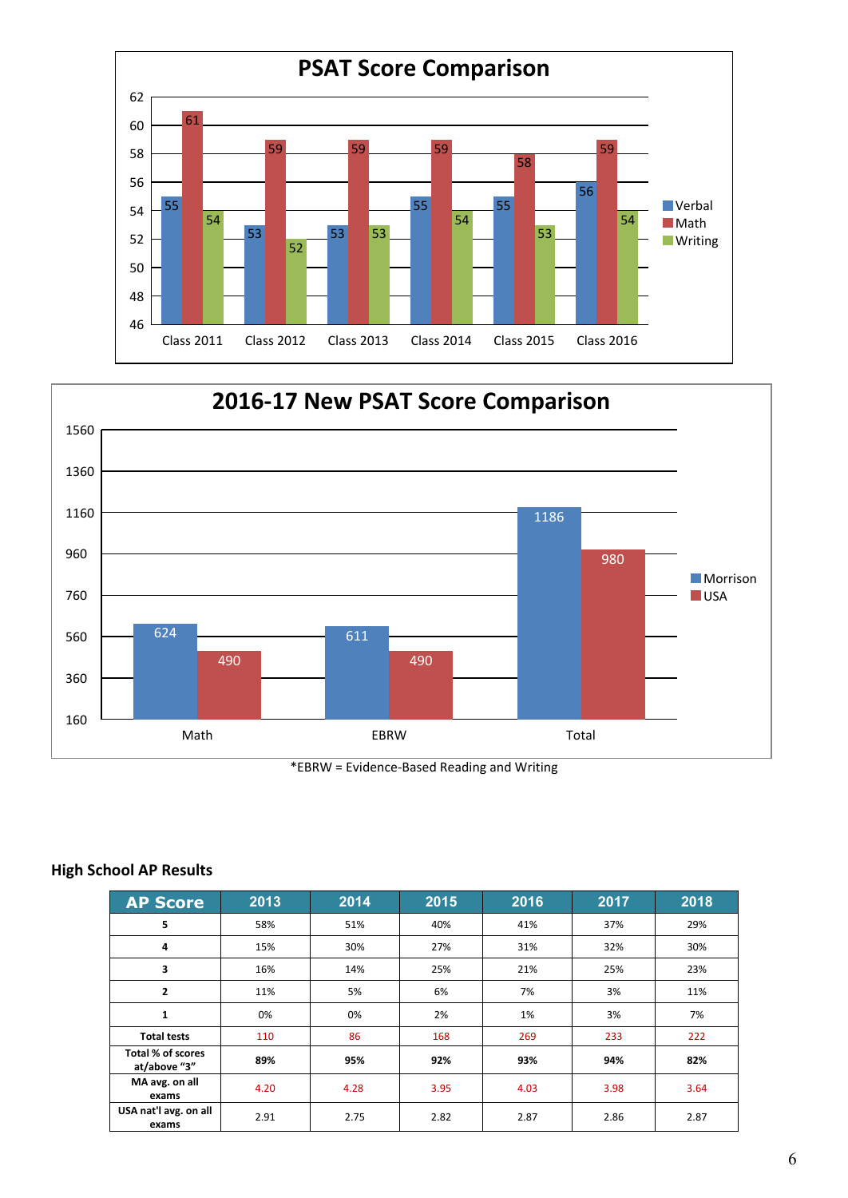## PSAT Score Comparison

| | Verbal | Math | Writing |
|---|---|---|---|
| Class 2011 | 55 | 61 | 54 |
| Class 2012 | 53 | 59 | 52 |
| Class 2013 | 53 | 59 | 53 |
| Class 2014 | 55 | 59 | 54 |
| Class 2015 | 55 | 58 | 53 |
| Class 2016 | 56 | 59 | 54 |

## 2016-17 New PSAT Score Comparison

| | Morrison | USA |
|---|---|---|
| Math | 624 | 490 |
| EBRW | 611 | 490 |
| Total | 1186 | 980 |

*EBRW = Evidence-Based Reading and Writing

### High School AP Results

| AP Score | 2013 | 2014 | 2015 | 2016 | 2017 | 2018 |
|---|---|---|---|---|---|---|
| 5 | 58% | 51% | 40% | 41% | 37% | 29% |
| 4 | 15% | 30% | 27% | 31% | 32% | 30% |
| 3 | 16% | 14% | 25% | 21% | 25% | 23% |
| 2 | 11% | 5% | 6% | 7% | 3% | 11% |
| 1 | 0% | 0% | 2% | 1% | 3% | 7% |
| Total tests | 110 | 86 | 168 | 269 | 233 | 222 |
| Total % of scores at/above "3" | **89%** | **95%** | **92%** | **93%** | **94%** | **82%** |
| MA avg. on all exams | 4.20 | 4.28 | 3.95 | 4.03 | 3.98 | 3.64 |
| USA nat'l avg. on all exams | 2.91 | 2.75 | 2.82 | 2.87 | 2.86 | 2.87 |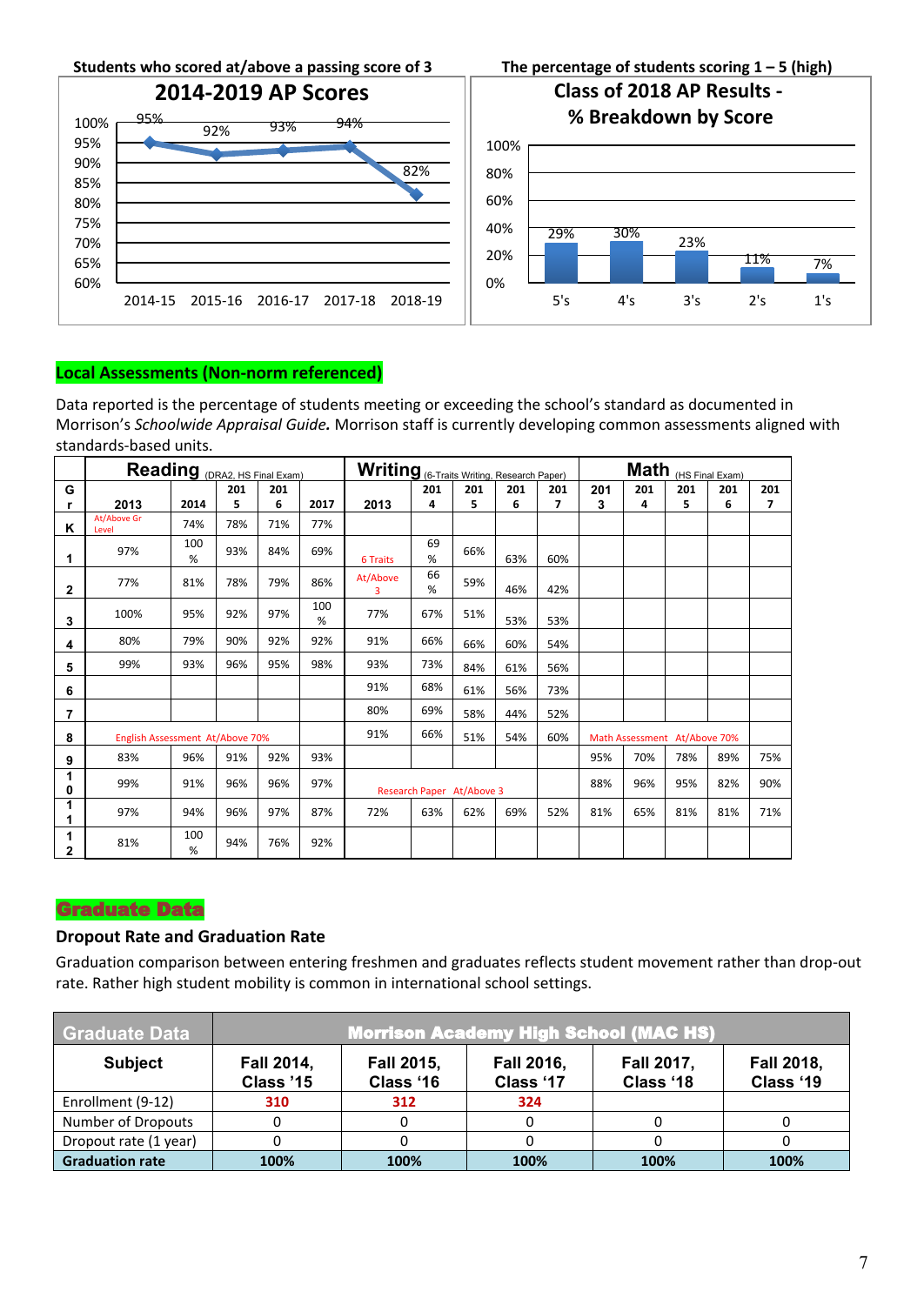**Students who scored at/above a passing score of 3**

**2014-2019 AP Scores**

| Year | 2014-15 | 2015-16 | 2016-17 | 2017-18 | 2018-19 |
|---|---|---|---|---|---|
| % at/above 3 | 95% | 92% | 93% | 94% | 82% |

**The percentage of students scoring 1 – 5 (high)**

**Class of 2018 AP Results - % Breakdown by Score**

| Score | 5's | 4's | 3's | 2's | 1's |
|---|---|---|---|---|---|
| % | 29% | 30% | 23% | 11% | 7% |

## Local Assessments (Non-norm referenced)

Data reported is the percentage of students meeting or exceeding the school's standard as documented in Morrison's *Schoolwide Appraisal Guide.* Morrison staff is currently developing common assessments aligned with standards-based units.

| | **Reading** (DRA2, HS Final Exam) | | | | | **Writing** (6-Traits Writing, Research Paper) | | | | | **Math** (HS Final Exam) | | | | |
|---|---|---|---|---|---|---|---|---|---|---|---|---|---|---|---|
| **Gr** | **2013** | **2014** | **2015** | **2016** | **2017** | **2013** | **2014** | **2015** | **2016** | **2017** | **2013** | **2014** | **2015** | **2016** | **2017** |
| **K** | At/Above Gr Level | 74% | 78% | 71% | 77% | | | | | | | | | | |
| **1** | 97% | 100% | 93% | 84% | 69% | 6 Traits | 69% | 66% | 63% | 60% | | | | | |
| **2** | 77% | 81% | 78% | 79% | 86% | At/Above 3 | 66% | 59% | 46% | 42% | | | | | |
| **3** | 100% | 95% | 92% | 97% | 100% | 77% | 67% | 51% | 53% | 53% | | | | | |
| **4** | 80% | 79% | 90% | 92% | 92% | 91% | 66% | 66% | 60% | 54% | | | | | |
| **5** | 99% | 93% | 96% | 95% | 98% | 93% | 73% | 84% | 61% | 56% | | | | | |
| **6** | | | | | | 91% | 68% | 61% | 56% | 73% | | | | | |
| **7** | | | | | | 80% | 69% | 58% | 44% | 52% | | | | | |
| **8** | English Assessment At/Above 70% | | | | | 91% | 66% | 51% | 54% | 60% | Math Assessment At/Above 70% | | | | |
| **9** | 83% | 96% | 91% | 92% | 93% | | | | | | 95% | 70% | 78% | 89% | 75% |
| **10** | 99% | 91% | 96% | 96% | 97% | Research Paper At/Above 3 | | | | | 88% | 96% | 95% | 82% | 90% |
| **11** | 97% | 94% | 96% | 97% | 87% | 72% | 63% | 62% | 69% | 52% | 81% | 65% | 81% | 81% | 71% |
| **12** | 81% | 100% | 94% | 76% | 92% | | | | | | | | | | |

## Graduate Data

### Dropout Rate and Graduation Rate

Graduation comparison between entering freshmen and graduates reflects student movement rather than drop-out rate. Rather high student mobility is common in international school settings.

| Graduate Data | Morrison Academy High School (MAC HS) | | | | |
|---|---|---|---|---|---|
| **Subject** | **Fall 2014, Class '15** | **Fall 2015, Class '16** | **Fall 2016, Class '17** | **Fall 2017, Class '18** | **Fall 2018, Class '19** |
| Enrollment (9-12) | 310 | 312 | 324 | | |
| Number of Dropouts | 0 | 0 | 0 | 0 | 0 |
| Dropout rate (1 year) | 0 | 0 | 0 | 0 | 0 |
| **Graduation rate** | **100%** | **100%** | **100%** | **100%** | **100%** |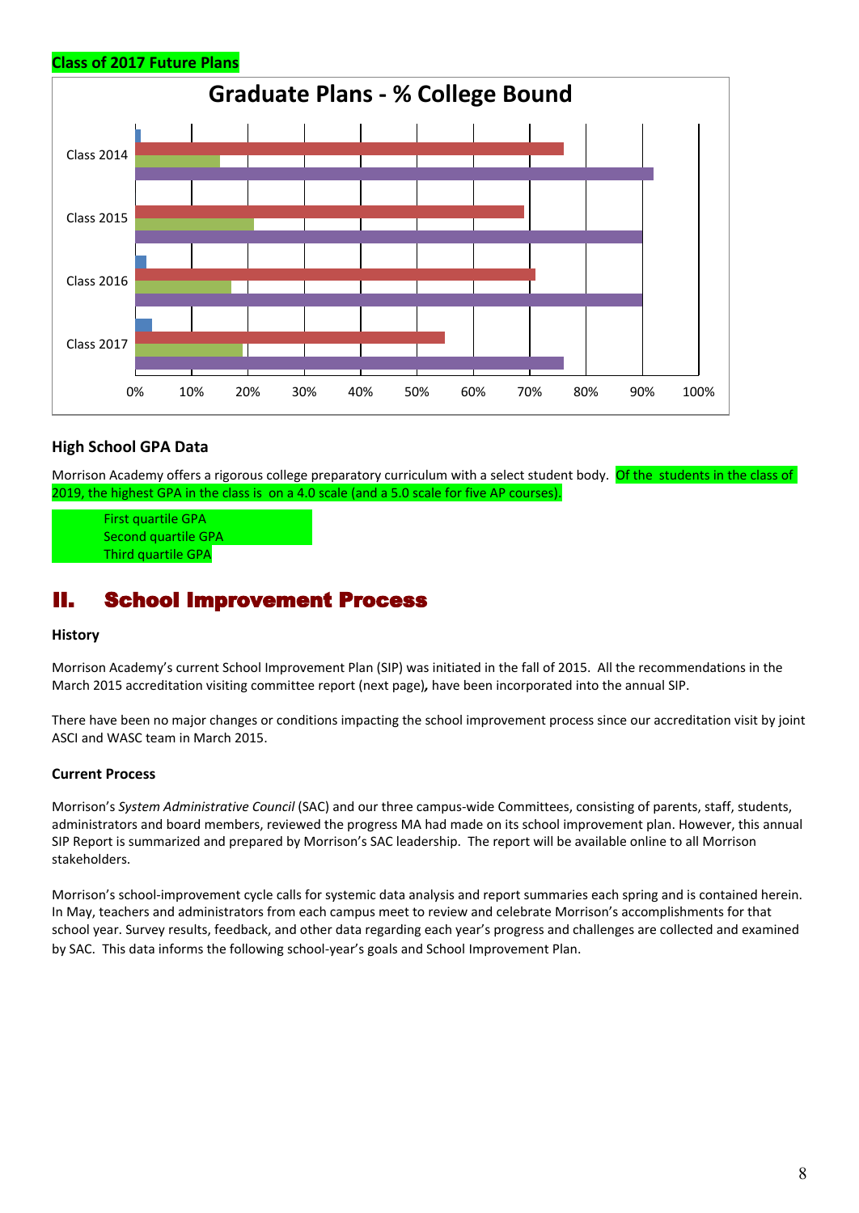**Class of 2017 Future Plans**

**Graduate Plans - % College Bound**

### High School GPA Data

Morrison Academy offers a rigorous college preparatory curriculum with a select student body. Of the students in the class of 2019, the highest GPA in the class is on a 4.0 scale (and a 5.0 scale for five AP courses).

First quartile GPA
Second quartile GPA
Third quartile GPA

# II. School Improvement Process

### History

Morrison Academy's current School Improvement Plan (SIP) was initiated in the fall of 2015. All the recommendations in the March 2015 accreditation visiting committee report (next page)**,** have been incorporated into the annual SIP.

There have been no major changes or conditions impacting the school improvement process since our accreditation visit by joint ASCI and WASC team in March 2015.

### Current Process

Morrison's *System Administrative Council* (SAC) and our three campus-wide Committees, consisting of parents, staff, students, administrators and board members, reviewed the progress MA had made on its school improvement plan. However, this annual SIP Report is summarized and prepared by Morrison's SAC leadership. The report will be available online to all Morrison stakeholders.

Morrison's school-improvement cycle calls for systemic data analysis and report summaries each spring and is contained herein. In May, teachers and administrators from each campus meet to review and celebrate Morrison's accomplishments for that school year. Survey results, feedback, and other data regarding each year's progress and challenges are collected and examined by SAC. This data informs the following school-year's goals and School Improvement Plan.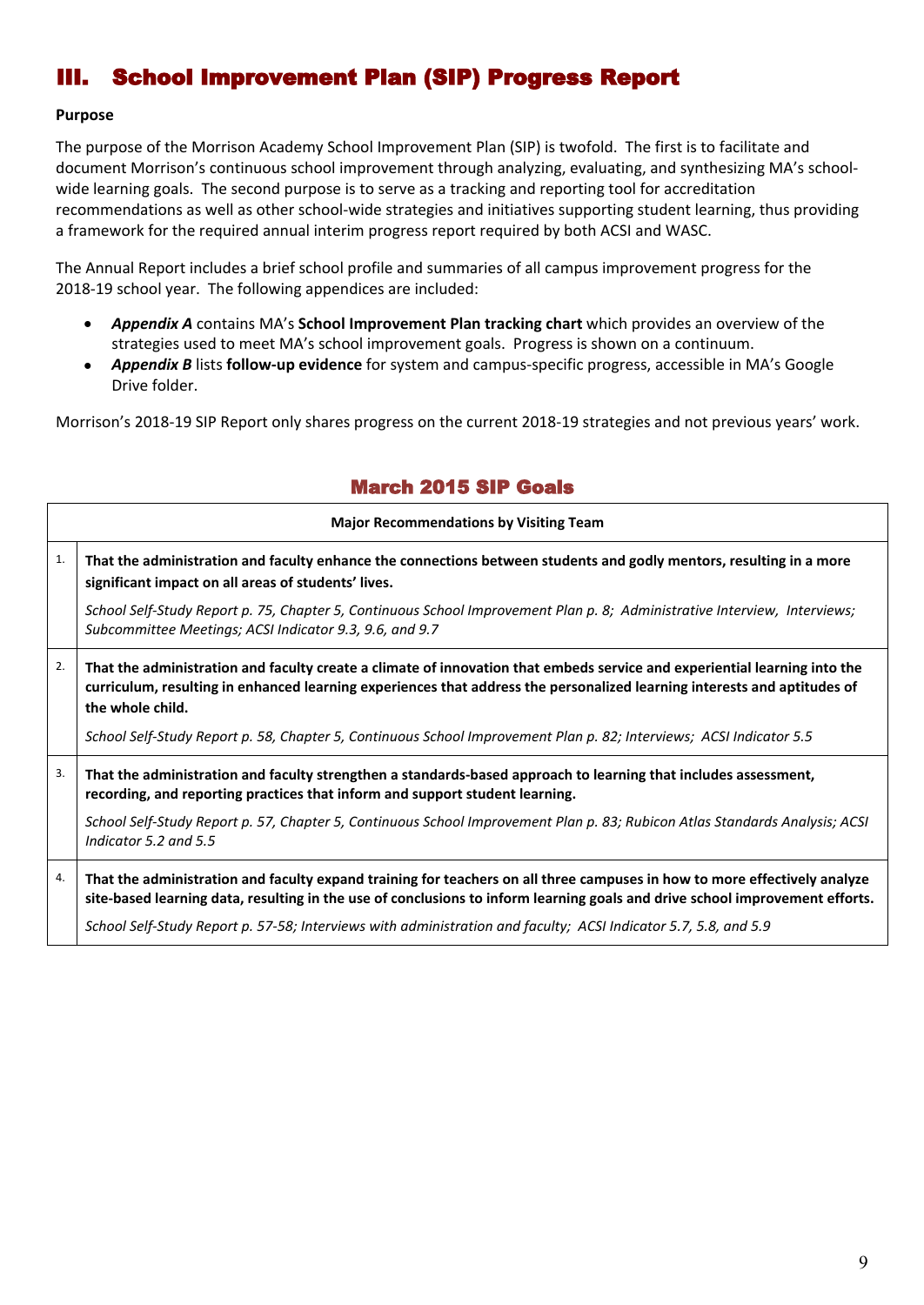# III. School Improvement Plan (SIP) Progress Report

**Purpose**

The purpose of the Morrison Academy School Improvement Plan (SIP) is twofold. The first is to facilitate and document Morrison's continuous school improvement through analyzing, evaluating, and synthesizing MA's school-wide learning goals. The second purpose is to serve as a tracking and reporting tool for accreditation recommendations as well as other school-wide strategies and initiatives supporting student learning, thus providing a framework for the required annual interim progress report required by both ACSI and WASC.

The Annual Report includes a brief school profile and summaries of all campus improvement progress for the 2018-19 school year. The following appendices are included:

- ***Appendix A*** contains MA's **School Improvement Plan tracking chart** which provides an overview of the strategies used to meet MA's school improvement goals. Progress is shown on a continuum.
- ***Appendix B*** lists **follow-up evidence** for system and campus-specific progress, accessible in MA's Google Drive folder.

Morrison's 2018-19 SIP Report only shares progress on the current 2018-19 strategies and not previous years' work.

## March 2015 SIP Goals

| | **Major Recommendations by Visiting Team** |
|---|---|
| 1. | **That the administration and faculty enhance the connections between students and godly mentors, resulting in a more significant impact on all areas of students' lives.**<br>*School Self-Study Report p. 75, Chapter 5, Continuous School Improvement Plan p. 8; Administrative Interview, Interviews; Subcommittee Meetings; ACSI Indicator 9.3, 9.6, and 9.7* |
| 2. | **That the administration and faculty create a climate of innovation that embeds service and experiential learning into the curriculum, resulting in enhanced learning experiences that address the personalized learning interests and aptitudes of the whole child.**<br>*School Self-Study Report p. 58, Chapter 5, Continuous School Improvement Plan p. 82; Interviews; ACSI Indicator 5.5* |
| 3. | **That the administration and faculty strengthen a standards-based approach to learning that includes assessment, recording, and reporting practices that inform and support student learning.**<br>*School Self-Study Report p. 57, Chapter 5, Continuous School Improvement Plan p. 83; Rubicon Atlas Standards Analysis; ACSI Indicator 5.2 and 5.5* |
| 4. | **That the administration and faculty expand training for teachers on all three campuses in how to more effectively analyze site-based learning data, resulting in the use of conclusions to inform learning goals and drive school improvement efforts.**<br>*School Self-Study Report p. 57-58; Interviews with administration and faculty; ACSI Indicator 5.7, 5.8, and 5.9* |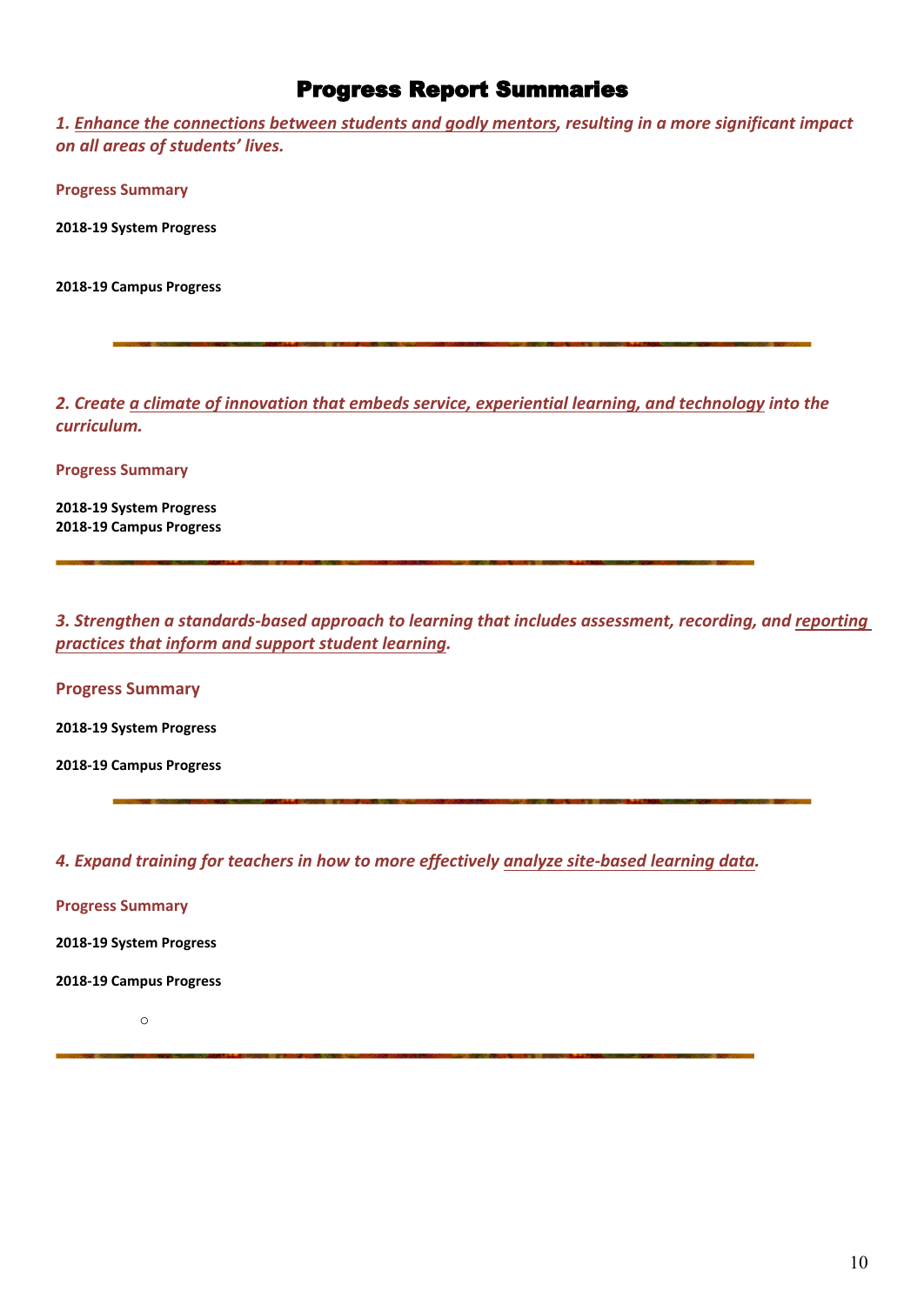# Progress Report Summaries

***1. <u>Enhance the connections between students and godly mentors</u>, resulting in a more significant impact on all areas of students' lives.***

**Progress Summary**

**2018-19 System Progress**

**2018-19 Campus Progress**

---

***2. Create <u>a climate of innovation that embeds service, experiential learning, and technology</u> into the curriculum.***

**Progress Summary**

**2018-19 System Progress**
**2018-19 Campus Progress**

---

***3. Strengthen a standards-based approach to learning that includes assessment, recording, and <u>reporting practices that inform and support student learning</u>.***

**Progress Summary**

**2018-19 System Progress**

**2018-19 Campus Progress**

---

***4. Expand training for teachers in how to more effectively <u>analyze site-based learning data</u>.***

**Progress Summary**

**2018-19 System Progress**

**2018-19 Campus Progress**

- 

---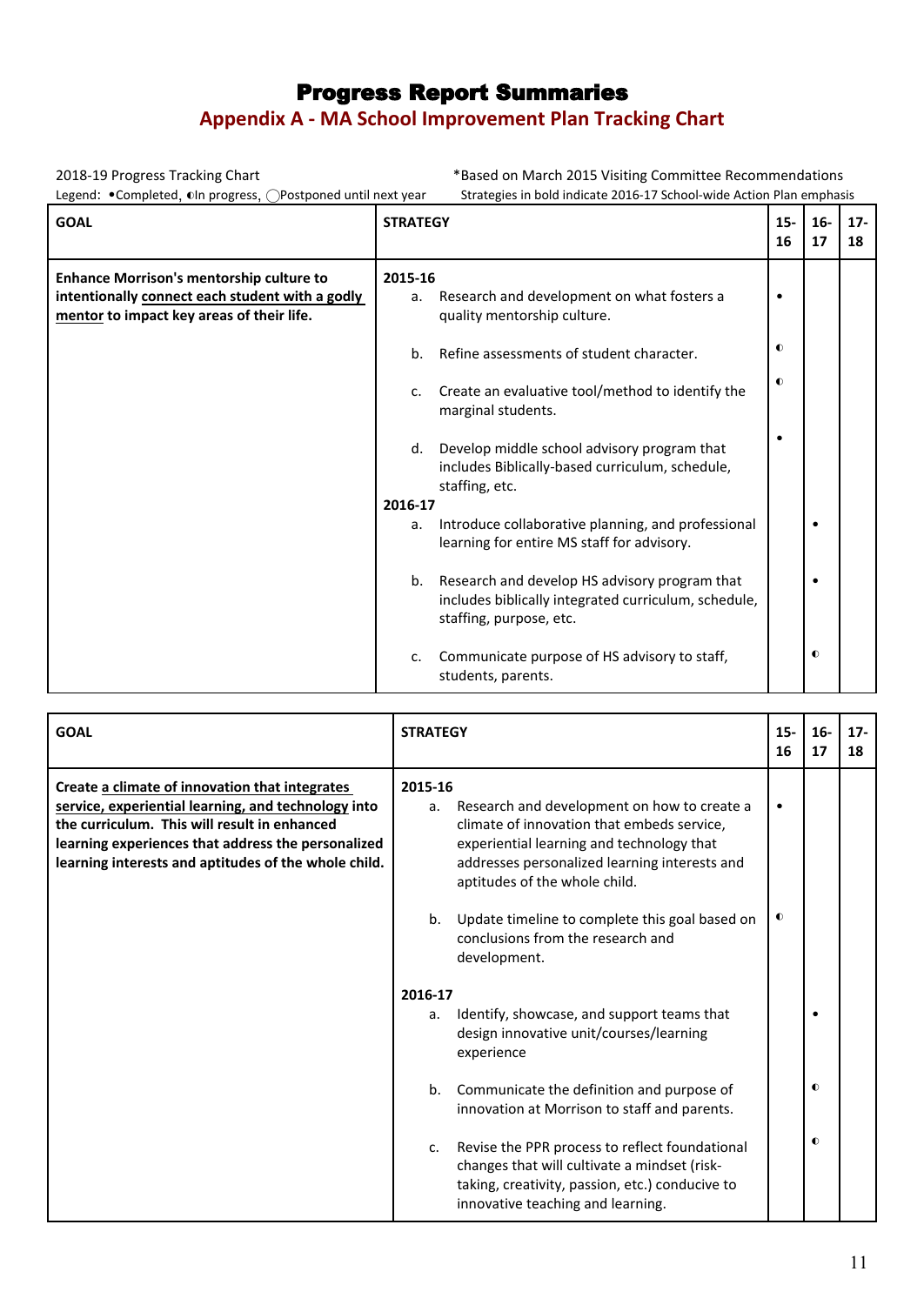# Progress Report Summaries

## Appendix A - MA School Improvement Plan Tracking Chart

2018-19 Progress Tracking Chart  
*Based on March 2015 Visiting Committee Recommendations

Legend: •Completed, ◐In progress, ◯Postponed until next year  
Strategies in bold indicate 2016-17 School-wide Action Plan emphasis

| GOAL | STRATEGY | 15-16 | 16-17 | 17-18 |
|---|---|---|---|---|
| **Enhance Morrison's mentorship culture to intentionally <u>connect each student with a godly mentor</u> to impact key areas of their life.** | **2015-16** | | | |
| | a. Research and development on what fosters a quality mentorship culture. | • | | |
| | b. Refine assessments of student character. | ◐ | | |
| | c. Create an evaluative tool/method to identify the marginal students. | ◐ | | |
| | d. Develop middle school advisory program that includes Biblically-based curriculum, schedule, staffing, etc. | • | | |
| | **2016-17** | | | |
| | a. Introduce collaborative planning, and professional learning for entire MS staff for advisory. | | • | |
| | b. Research and develop HS advisory program that includes biblically integrated curriculum, schedule, staffing, purpose, etc. | | • | |
| | c. Communicate purpose of HS advisory to staff, students, parents. | | ◐ | |

| GOAL | STRATEGY | 15-16 | 16-17 | 17-18 |
|---|---|---|---|---|
| **Create <u>a climate of innovation that integrates service, experiential learning, and technology</u> into the curriculum. This will result in enhanced learning experiences that address the personalized learning interests and aptitudes of the whole child.** | **2015-16** | | | |
| | a. Research and development on how to create a climate of innovation that embeds service, experiential learning and technology that addresses personalized learning interests and aptitudes of the whole child. | • | | |
| | b. Update timeline to complete this goal based on conclusions from the research and development. | ◐ | | |
| | **2016-17** | | | |
| | a. Identify, showcase, and support teams that design innovative unit/courses/learning experience | | • | |
| | b. Communicate the definition and purpose of innovation at Morrison to staff and parents. | | ◐ | |
| | c. Revise the PPR process to reflect foundational changes that will cultivate a mindset (risk-taking, creativity, passion, etc.) conducive to innovative teaching and learning. | | ◐ | |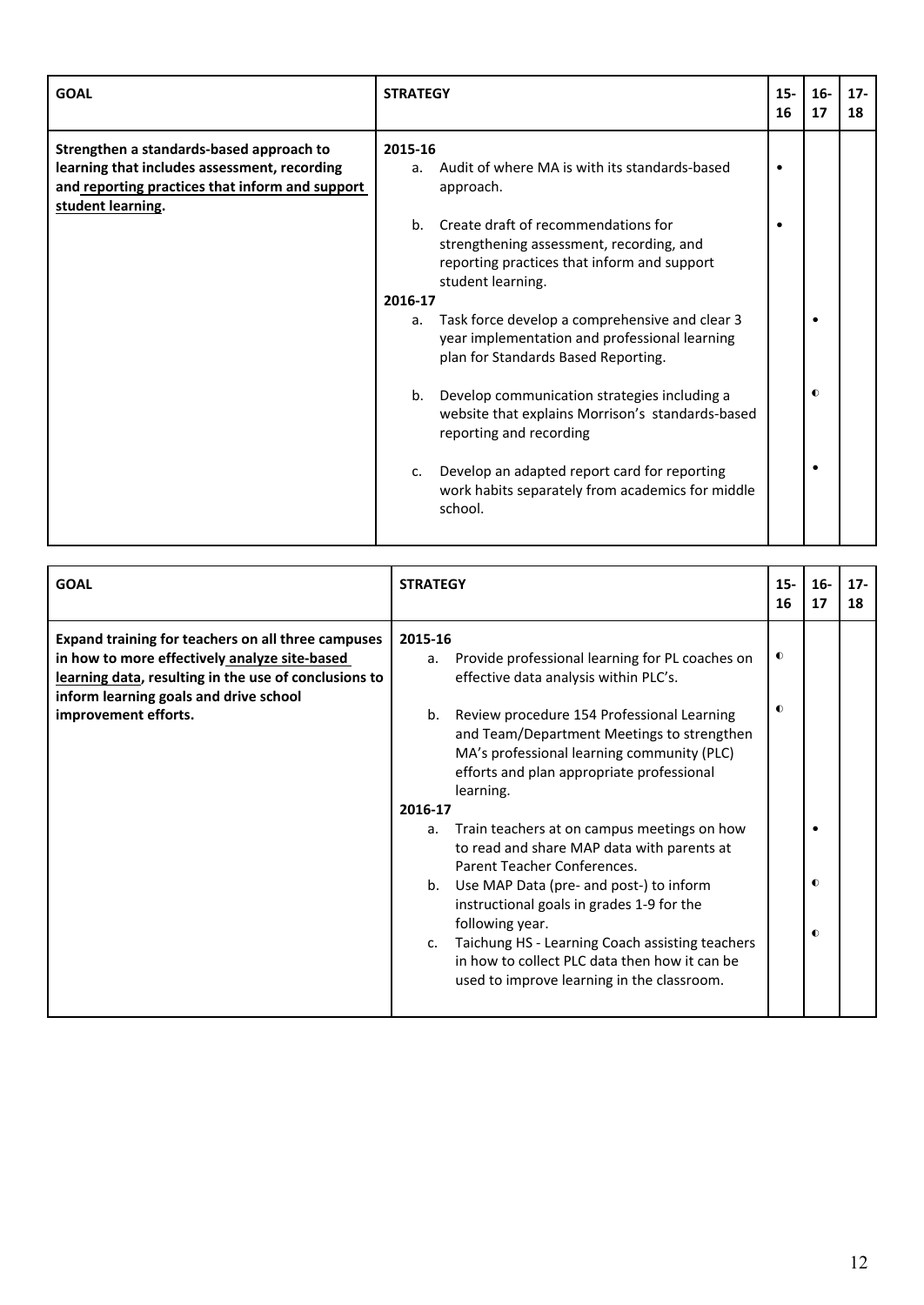| GOAL | STRATEGY | 15-16 | 16-17 | 17-18 |
|---|---|---|---|---|
| **Strengthen a standards-based approach to learning that includes assessment, recording and reporting practices that inform and support student learning.** | **2015-16** | | | |
| | a. Audit of where MA is with its standards-based approach. | • | | |
| | b. Create draft of recommendations for strengthening assessment, recording, and reporting practices that inform and support student learning. | • | | |
| | **2016-17** | | | |
| | a. Task force develop a comprehensive and clear 3 year implementation and professional learning plan for Standards Based Reporting. | | • | |
| | b. Develop communication strategies including a website that explains Morrison's standards-based reporting and recording | | ◐ | |
| | c. Develop an adapted report card for reporting work habits separately from academics for middle school. | | • | |

| GOAL | STRATEGY | 15-16 | 16-17 | 17-18 |
|---|---|---|---|---|
| **Expand training for teachers on all three campuses in how to more effectively analyze site-based learning data, resulting in the use of conclusions to inform learning goals and drive school improvement efforts.** | **2015-16** | | | |
| | a. Provide professional learning for PL coaches on effective data analysis within PLC's. | ◐ | | |
| | b. Review procedure 154 Professional Learning and Team/Department Meetings to strengthen MA's professional learning community (PLC) efforts and plan appropriate professional learning. | ◐ | | |
| | **2016-17** | | | |
| | a. Train teachers at on campus meetings on how to read and share MAP data with parents at Parent Teacher Conferences. | | • | |
| | b. Use MAP Data (pre- and post-) to inform instructional goals in grades 1-9 for the following year. | | ◐ | |
| | c. Taichung HS - Learning Coach assisting teachers in how to collect PLC data then how it can be used to improve learning in the classroom. | | ◐ | |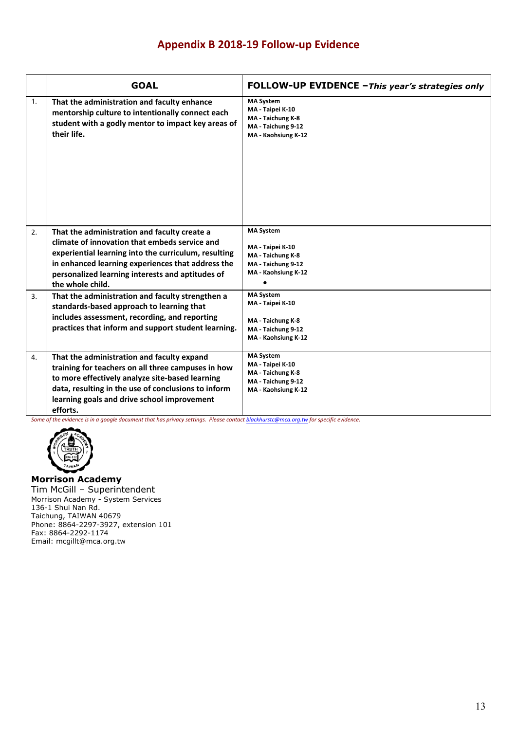# Appendix B 2018-19 Follow-up Evidence

| | GOAL | FOLLOW-UP EVIDENCE –*This year's strategies only* |
|---|---|---|
| 1. | **That the administration and faculty enhance mentorship culture to intentionally connect each student with a godly mentor to impact key areas of their life.** | **MA System**<br>**MA - Taipei K-10**<br>**MA - Taichung K-8**<br>**MA - Taichung 9-12**<br>**MA - Kaohsiung K-12** |
| 2. | **That the administration and faculty create a climate of innovation that embeds service and experiential learning into the curriculum, resulting in enhanced learning experiences that address the personalized learning interests and aptitudes of the whole child.** | **MA System**<br>**MA - Taipei K-10**<br>**MA - Taichung K-8**<br>**MA - Taichung 9-12**<br>**MA - Kaohsiung K-12**<br>• |
| 3. | **That the administration and faculty strengthen a standards-based approach to learning that includes assessment, recording, and reporting practices that inform and support student learning.** | **MA System**<br>**MA - Taipei K-10**<br>**MA - Taichung K-8**<br>**MA - Taichung 9-12**<br>**MA - Kaohsiung K-12** |
| 4. | **That the administration and faculty expand training for teachers on all three campuses in how to more effectively analyze site-based learning data, resulting in the use of conclusions to inform learning goals and drive school improvement efforts.** | **MA System**<br>**MA - Taipei K-10**<br>**MA - Taichung K-8**<br>**MA - Taichung 9-12**<br>**MA - Kaohsiung K-12** |

*Some of the evidence is in a google document that has privacy settings. Please contact blackhurstc@mca.org.tw for specific evidence.*

**Morrison Academy**
Tim McGill – Superintendent
Morrison Academy - System Services
136-1 Shui Nan Rd.
Taichung, TAIWAN 40679
Phone: 8864-2297-3927, extension 101
Fax: 8864-2292-1174
Email: mcgillt@mca.org.tw